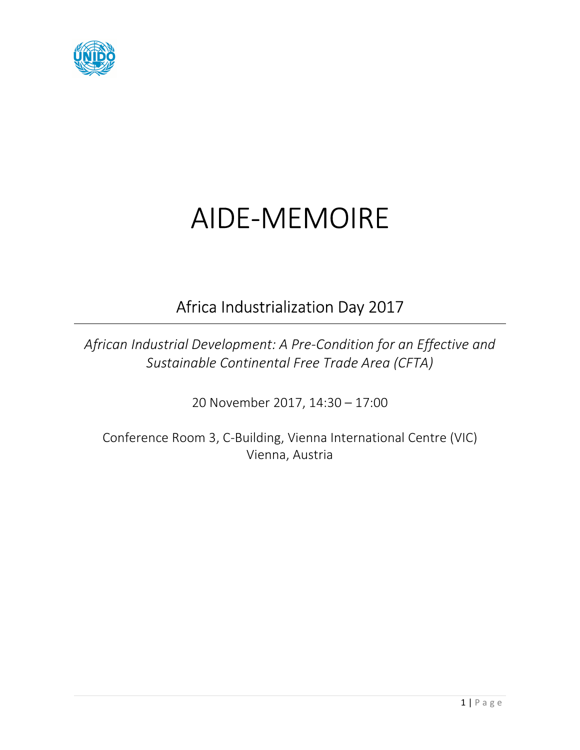# AIDE-MEMOIRE

## Africa Industrialization Day 2017

*African Industrial Development: A Pre-Condition for an Effective and Sustainable Continental Free Trade Area (CFTA)*

20 November 2017, 14:30 – 17:00

Conference Room 3, C-Building, Vienna International Centre (VIC)
Vienna, Austria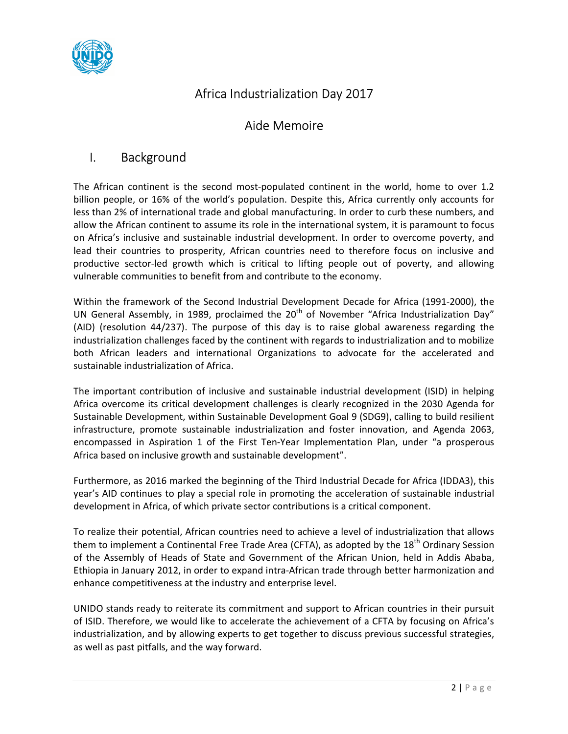# Africa Industrialization Day 2017

## Aide Memoire

## I. Background

The African continent is the second most-populated continent in the world, home to over 1.2 billion people, or 16% of the world's population. Despite this, Africa currently only accounts for less than 2% of international trade and global manufacturing. In order to curb these numbers, and allow the African continent to assume its role in the international system, it is paramount to focus on Africa's inclusive and sustainable industrial development. In order to overcome poverty, and lead their countries to prosperity, African countries need to therefore focus on inclusive and productive sector-led growth which is critical to lifting people out of poverty, and allowing vulnerable communities to benefit from and contribute to the economy.

Within the framework of the Second Industrial Development Decade for Africa (1991-2000), the UN General Assembly, in 1989, proclaimed the 20th of November "Africa Industrialization Day" (AID) (resolution 44/237). The purpose of this day is to raise global awareness regarding the industrialization challenges faced by the continent with regards to industrialization and to mobilize both African leaders and international Organizations to advocate for the accelerated and sustainable industrialization of Africa.

The important contribution of inclusive and sustainable industrial development (ISID) in helping Africa overcome its critical development challenges is clearly recognized in the 2030 Agenda for Sustainable Development, within Sustainable Development Goal 9 (SDG9), calling to build resilient infrastructure, promote sustainable industrialization and foster innovation, and Agenda 2063, encompassed in Aspiration 1 of the First Ten-Year Implementation Plan, under "a prosperous Africa based on inclusive growth and sustainable development".

Furthermore, as 2016 marked the beginning of the Third Industrial Decade for Africa (IDDA3), this year's AID continues to play a special role in promoting the acceleration of sustainable industrial development in Africa, of which private sector contributions is a critical component.

To realize their potential, African countries need to achieve a level of industrialization that allows them to implement a Continental Free Trade Area (CFTA), as adopted by the 18th Ordinary Session of the Assembly of Heads of State and Government of the African Union, held in Addis Ababa, Ethiopia in January 2012, in order to expand intra-African trade through better harmonization and enhance competitiveness at the industry and enterprise level.

UNIDO stands ready to reiterate its commitment and support to African countries in their pursuit of ISID. Therefore, we would like to accelerate the achievement of a CFTA by focusing on Africa's industrialization, and by allowing experts to get together to discuss previous successful strategies, as well as past pitfalls, and the way forward.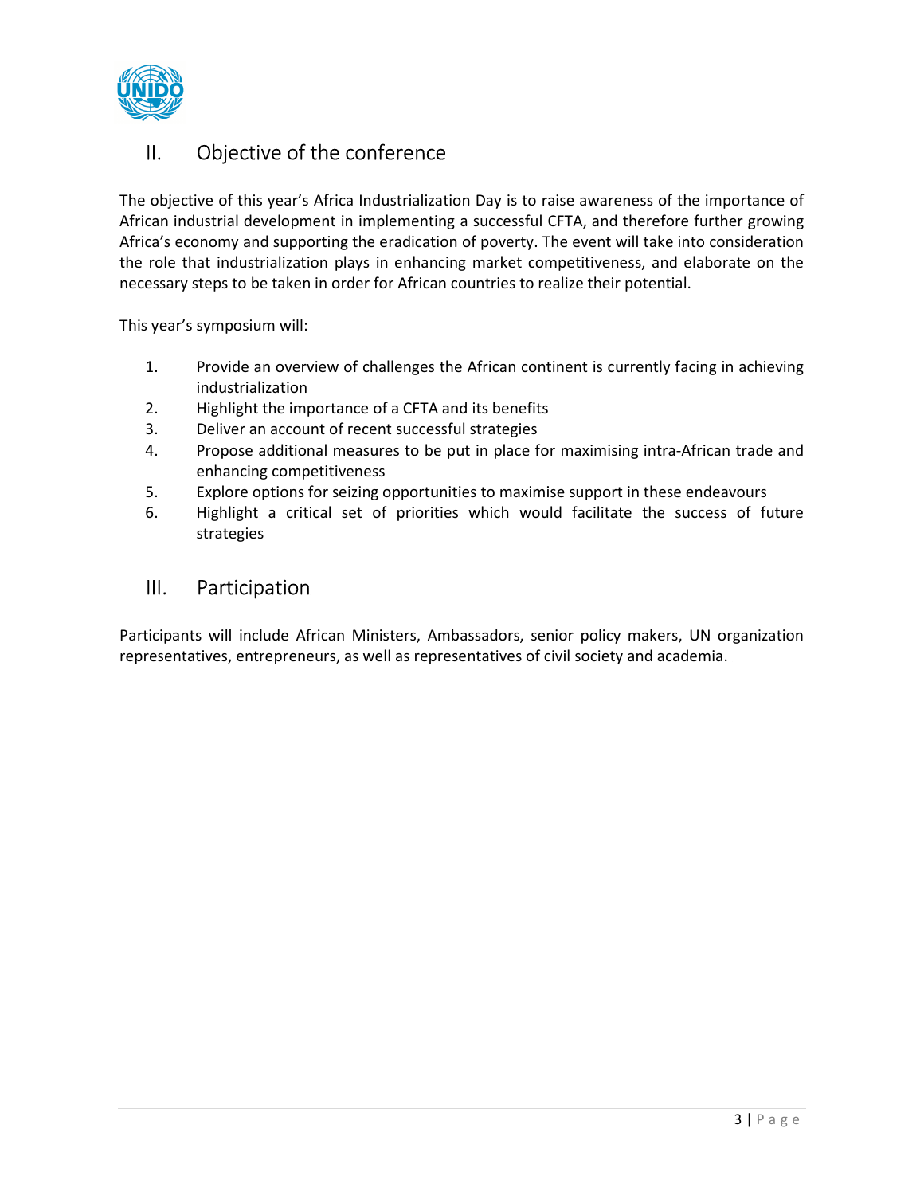## II. Objective of the conference

The objective of this year's Africa Industrialization Day is to raise awareness of the importance of African industrial development in implementing a successful CFTA, and therefore further growing Africa's economy and supporting the eradication of poverty. The event will take into consideration the role that industrialization plays in enhancing market competitiveness, and elaborate on the necessary steps to be taken in order for African countries to realize their potential.

This year's symposium will:

1. Provide an overview of challenges the African continent is currently facing in achieving industrialization
2. Highlight the importance of a CFTA and its benefits
3. Deliver an account of recent successful strategies
4. Propose additional measures to be put in place for maximising intra-African trade and enhancing competitiveness
5. Explore options for seizing opportunities to maximise support in these endeavours
6. Highlight a critical set of priorities which would facilitate the success of future strategies

## III. Participation

Participants will include African Ministers, Ambassadors, senior policy makers, UN organization representatives, entrepreneurs, as well as representatives of civil society and academia.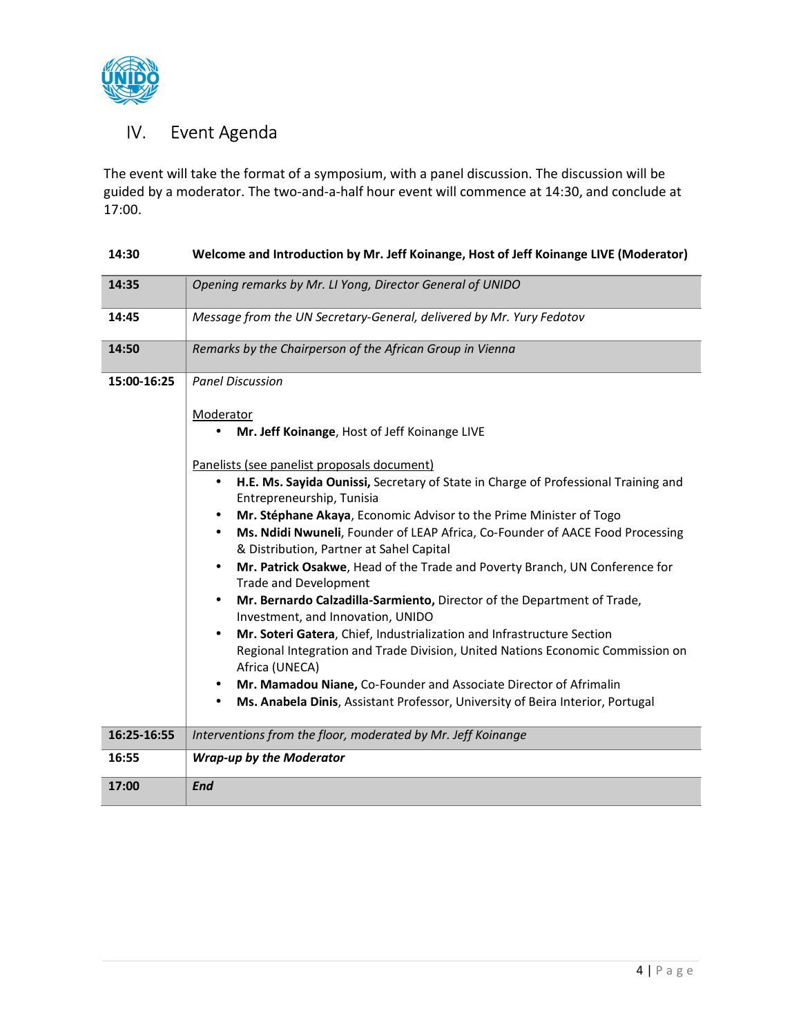## IV. Event Agenda

The event will take the format of a symposium, with a panel discussion. The discussion will be guided by a moderator. The two-and-a-half hour event will commence at 14:30, and conclude at 17:00.

| | |
|---|---|
| **14:30** | **Welcome and Introduction by Mr. Jeff Koinange, Host of Jeff Koinange LIVE (Moderator)** |
| **14:35** | *Opening remarks by Mr. LI Yong, Director General of UNIDO* |
| **14:45** | *Message from the UN Secretary-General, delivered by Mr. Yury Fedotov* |
| **14:50** | *Remarks by the Chairperson of the African Group in Vienna* |
| **15:00-16:25** | *Panel Discussion*<br><br>Moderator<br>• **Mr. Jeff Koinange**, Host of Jeff Koinange LIVE<br><br>Panelists (see panelist proposals document)<br>• **H.E. Ms. Sayida Ounissi,** Secretary of State in Charge of Professional Training and Entrepreneurship, Tunisia<br>• **Mr. Stéphane Akaya**, Economic Advisor to the Prime Minister of Togo<br>• **Ms. Ndidi Nwuneli**, Founder of LEAP Africa, Co-Founder of AACE Food Processing & Distribution, Partner at Sahel Capital<br>• **Mr. Patrick Osakwe**, Head of the Trade and Poverty Branch, UN Conference for Trade and Development<br>• **Mr. Bernardo Calzadilla-Sarmiento,** Director of the Department of Trade, Investment, and Innovation, UNIDO<br>• **Mr. Soteri Gatera**, Chief, Industrialization and Infrastructure Section Regional Integration and Trade Division, United Nations Economic Commission on Africa (UNECA)<br>• **Mr. Mamadou Niane,** Co-Founder and Associate Director of Afrimalin<br>• **Ms. Anabela Dinis**, Assistant Professor, University of Beira Interior, Portugal |
| **16:25-16:55** | *Interventions from the floor, moderated by Mr. Jeff Koinange* |
| **16:55** | ***Wrap-up by the Moderator*** |
| **17:00** | ***End*** |